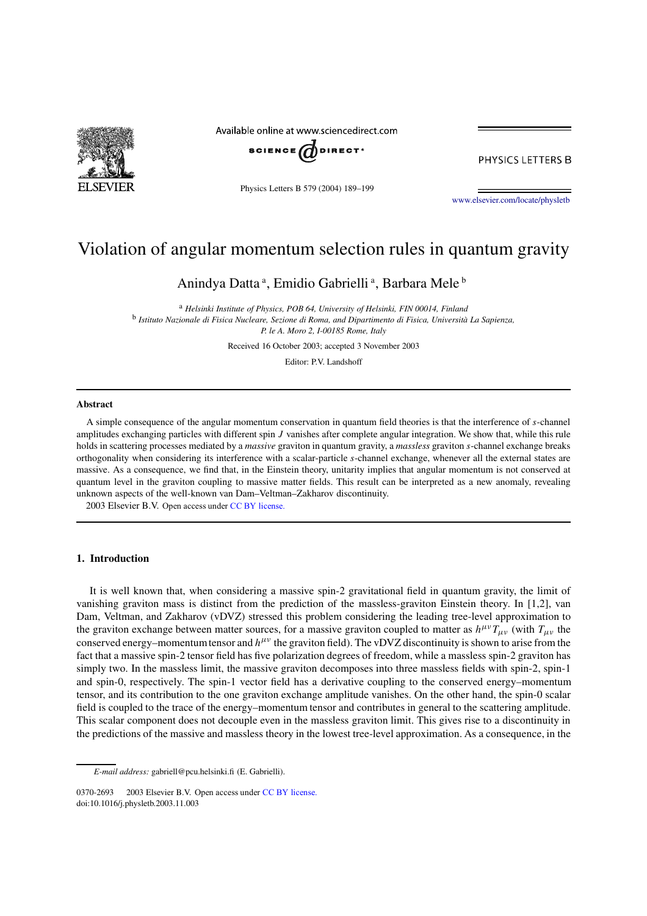# Violation of angular momentum selection rules in quantum gravity

Anindya Datta [a], Emidio Gabrielli [a], Barbara Mele [b]

[a] *Helsinki Institute of Physics, POB 64, University of Helsinki, FIN 00014, Finland*

[b] *Istituto Nazionale di Fisica Nucleare, Sezione di Roma, and Dipartimento di Fisica, Università La Sapienza, P. le A. Moro 2, I-00185 Rome, Italy*

Received 16 October 2003; accepted 3 November 2003

Editor: P.V. Landshoff

## Abstract

A simple consequence of the angular momentum conservation in quantum field theories is that the interference of $s$-channel amplitudes exchanging particles with different spin $J$ vanishes after complete angular integration. We show that, while this rule holds in scattering processes mediated by a *massive* graviton in quantum gravity, a *massless* graviton $s$-channel exchange breaks orthogonality when considering its interference with a scalar-particle $s$-channel exchange, whenever all the external states are massive. As a consequence, we find that, in the Einstein theory, unitarity implies that angular momentum is not conserved at quantum level in the graviton coupling to massive matter fields. This result can be interpreted as a new anomaly, revealing unknown aspects of the well-known van Dam–Veltman–Zakharov discontinuity.

2003 Elsevier B.V. Open access under CC BY license.

## 1. Introduction

It is well known that, when considering a massive spin-2 gravitational field in quantum gravity, the limit of vanishing graviton mass is distinct from the prediction of the massless-graviton Einstein theory. In [1,2], van Dam, Veltman, and Zakharov (vDVZ) stressed this problem considering the leading tree-level approximation to the graviton exchange between matter sources, for a massive graviton coupled to matter as $h^{\mu\nu}T_{\mu\nu}$ (with $T_{\mu\nu}$ the conserved energy–momentum tensor and $h^{\mu\nu}$ the graviton field). The vDVZ discontinuity is shown to arise from the fact that a massive spin-2 tensor field has five polarization degrees of freedom, while a massless spin-2 graviton has simply two. In the massless limit, the massive graviton decomposes into three massless fields with spin-2, spin-1 and spin-0, respectively. The spin-1 vector field has a derivative coupling to the conserved energy–momentum tensor, and its contribution to the one graviton exchange amplitude vanishes. On the other hand, the spin-0 scalar field is coupled to the trace of the energy–momentum tensor and contributes in general to the scattering amplitude. This scalar component does not decouple even in the massless graviton limit. This gives rise to a discontinuity in the predictions of the massive and massless theory in the lowest tree-level approximation. As a consequence, in the

*E-mail address:* gabriell@pcu.helsinki.fi (E. Gabrielli).

0370-2693 2003 Elsevier B.V. Open access under CC BY license.
doi:10.1016/j.physletb.2003.11.003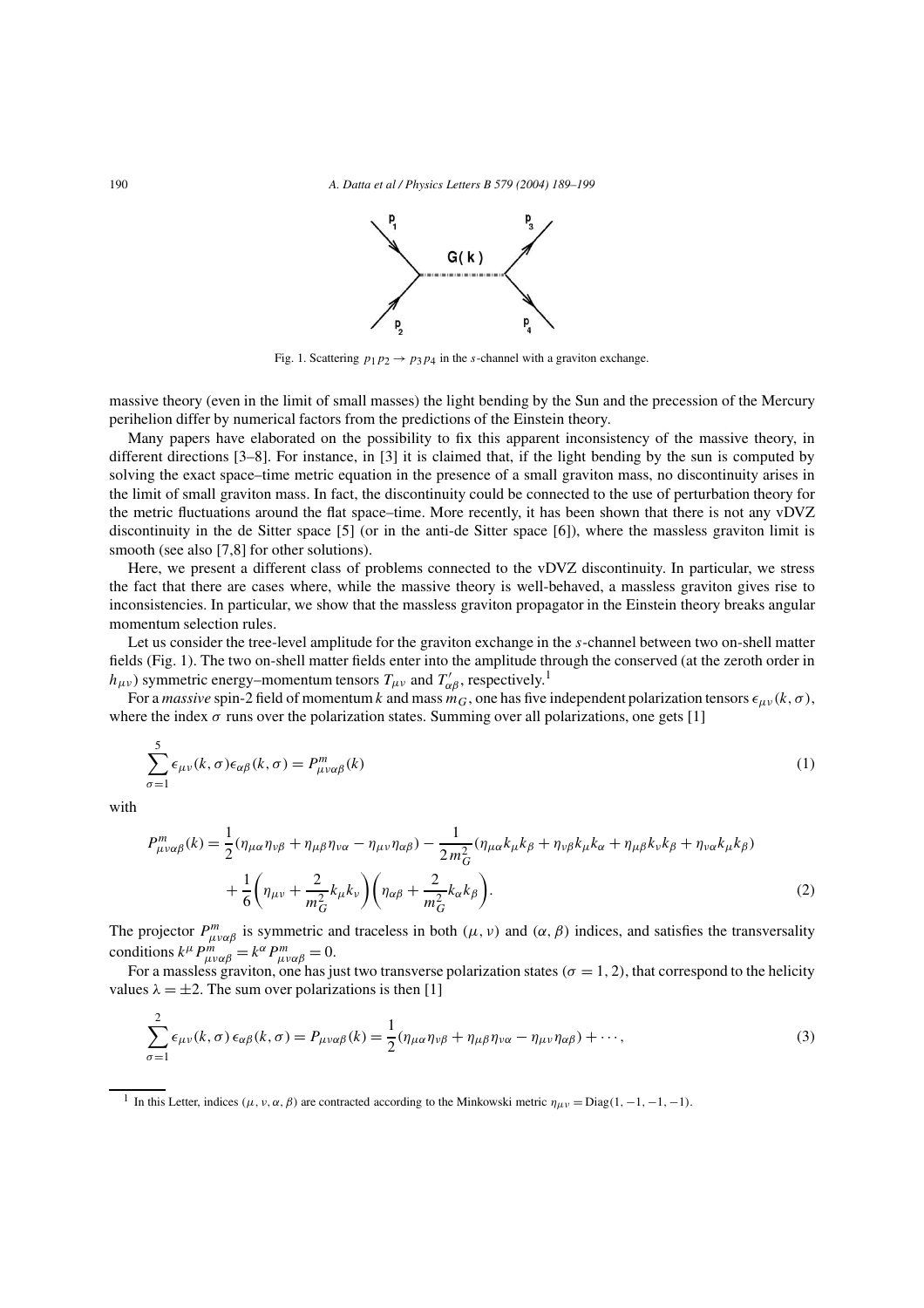Fig. 1. Scattering $p_1 p_2 \to p_3 p_4$ in the $s$-channel with a graviton exchange.

massive theory (even in the limit of small masses) the light bending by the Sun and the precession of the Mercury perihelion differ by numerical factors from the predictions of the Einstein theory.

Many papers have elaborated on the possibility to fix this apparent inconsistency of the massive theory, in different directions [3–8]. For instance, in [3] it is claimed that, if the light bending by the sun is computed by solving the exact space–time metric equation in the presence of a small graviton mass, no discontinuity arises in the limit of small graviton mass. In fact, the discontinuity could be connected to the use of perturbation theory for the metric fluctuations around the flat space–time. More recently, it has been shown that there is not any vDVZ discontinuity in the de Sitter space [5] (or in the anti-de Sitter space [6]), where the massless graviton limit is smooth (see also [7,8] for other solutions).

Here, we present a different class of problems connected to the vDVZ discontinuity. In particular, we stress the fact that there are cases where, while the massive theory is well-behaved, a massless graviton gives rise to inconsistencies. In particular, we show that the massless graviton propagator in the Einstein theory breaks angular momentum selection rules.

Let us consider the tree-level amplitude for the graviton exchange in the $s$-channel between two on-shell matter fields (Fig. 1). The two on-shell matter fields enter into the amplitude through the conserved (at the zeroth order in $h_{\mu\nu}$) symmetric energy–momentum tensors $T_{\mu\nu}$ and $T'_{\alpha\beta}$, respectively.[1]

For a *massive* spin-2 field of momentum $k$ and mass $m_G$, one has five independent polarization tensors $\epsilon_{\mu\nu}(k,\sigma)$, where the index $\sigma$ runs over the polarization states. Summing over all polarizations, one gets [1]

$$\sum_{\sigma=1}^{5} \epsilon_{\mu\nu}(k,\sigma)\epsilon_{\alpha\beta}(k,\sigma) = P^m_{\mu\nu\alpha\beta}(k) \tag{1}$$

with

$$\begin{aligned} P^m_{\mu\nu\alpha\beta}(k) &= \frac{1}{2}(\eta_{\mu\alpha}\eta_{\nu\beta} + \eta_{\mu\beta}\eta_{\nu\alpha} - \eta_{\mu\nu}\eta_{\alpha\beta}) - \frac{1}{2m_G^2}(\eta_{\mu\alpha}k_\mu k_\beta + \eta_{\nu\beta}k_\mu k_\alpha + \eta_{\mu\beta}k_\nu k_\beta + \eta_{\nu\alpha}k_\mu k_\beta) \\ &\quad + \frac{1}{6}\left(\eta_{\mu\nu} + \frac{2}{m_G^2}k_\mu k_\nu\right)\left(\eta_{\alpha\beta} + \frac{2}{m_G^2}k_\alpha k_\beta\right). \end{aligned} \tag{2}$$

The projector $P^m_{\mu\nu\alpha\beta}$ is symmetric and traceless in both $(\mu,\nu)$ and $(\alpha,\beta)$ indices, and satisfies the transversality conditions $k^\mu P^m_{\mu\nu\alpha\beta} = k^\alpha P^m_{\mu\nu\alpha\beta} = 0$.

For a massless graviton, one has just two transverse polarization states ($\sigma = 1, 2$), that correspond to the helicity values $\lambda = \pm 2$. The sum over polarizations is then [1]

$$\sum_{\sigma=1}^{2} \epsilon_{\mu\nu}(k,\sigma)\,\epsilon_{\alpha\beta}(k,\sigma) = P_{\mu\nu\alpha\beta}(k) = \frac{1}{2}(\eta_{\mu\alpha}\eta_{\nu\beta} + \eta_{\mu\beta}\eta_{\nu\alpha} - \eta_{\mu\nu}\eta_{\alpha\beta}) + \cdots, \tag{3}$$

[1] In this Letter, indices $(\mu,\nu,\alpha,\beta)$ are contracted according to the Minkowski metric $\eta_{\mu\nu} = \mathrm{Diag}(1,-1,-1,-1)$.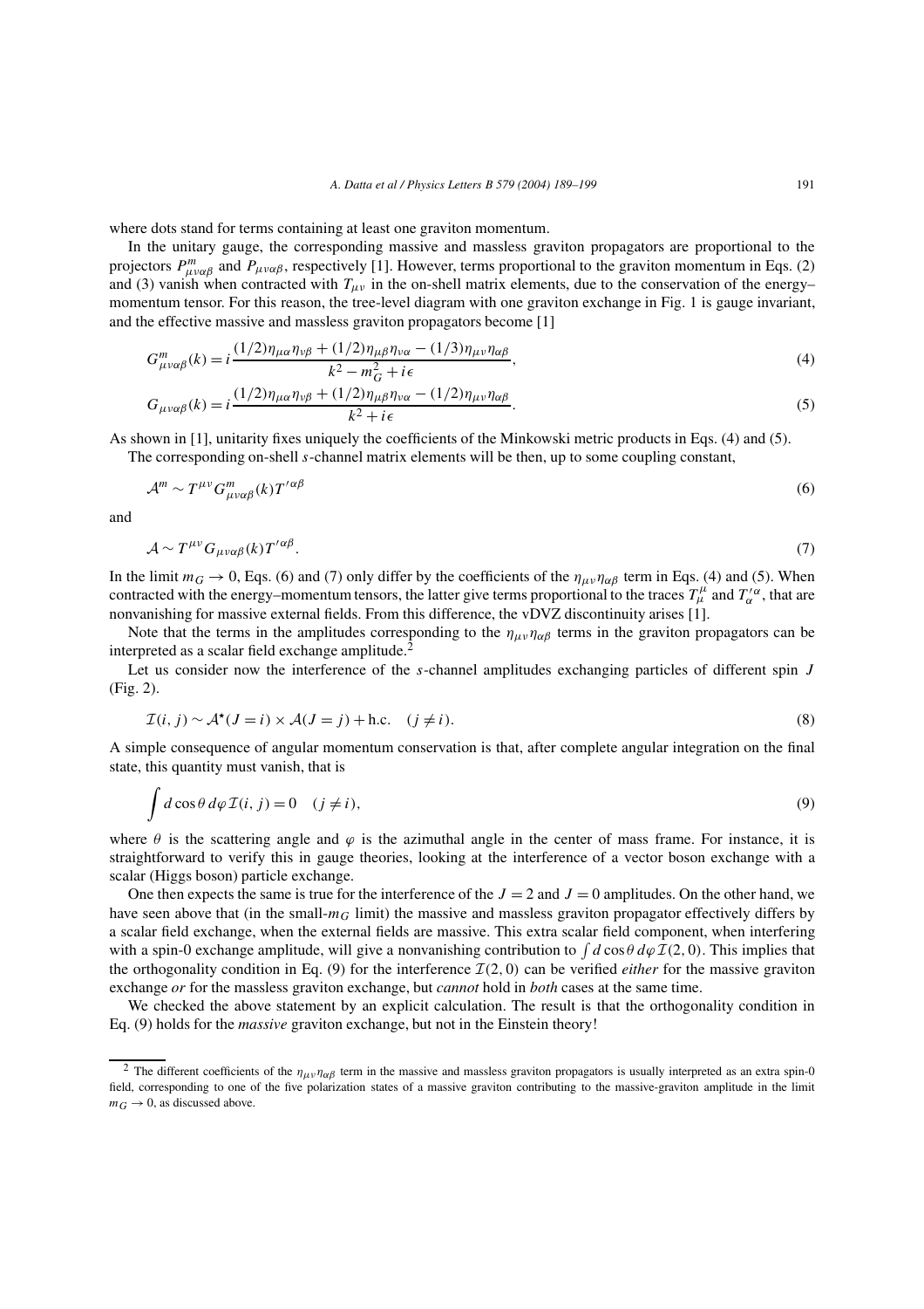where dots stand for terms containing at least one graviton momentum.

In the unitary gauge, the corresponding massive and massless graviton propagators are proportional to the projectors $P^m_{\mu\nu\alpha\beta}$ and $P_{\mu\nu\alpha\beta}$, respectively [1]. However, terms proportional to the graviton momentum in Eqs. (2) and (3) vanish when contracted with $T_{\mu\nu}$ in the on-shell matrix elements, due to the conservation of the energy–momentum tensor. For this reason, the tree-level diagram with one graviton exchange in Fig. 1 is gauge invariant, and the effective massive and massless graviton propagators become [1]

$$G^m_{\mu\nu\alpha\beta}(k) = i\frac{(1/2)\eta_{\mu\alpha}\eta_{\nu\beta} + (1/2)\eta_{\mu\beta}\eta_{\nu\alpha} - (1/3)\eta_{\mu\nu}\eta_{\alpha\beta}}{k^2 - m_G^2 + i\epsilon}, \tag{4}$$

$$G_{\mu\nu\alpha\beta}(k) = i\frac{(1/2)\eta_{\mu\alpha}\eta_{\nu\beta} + (1/2)\eta_{\mu\beta}\eta_{\nu\alpha} - (1/2)\eta_{\mu\nu}\eta_{\alpha\beta}}{k^2 + i\epsilon}. \tag{5}$$

As shown in [1], unitarity fixes uniquely the coefficients of the Minkowski metric products in Eqs. (4) and (5).

The corresponding on-shell $s$-channel matrix elements will be then, up to some coupling constant,

$$\mathcal{A}^m \sim T^{\mu\nu} G^m_{\mu\nu\alpha\beta}(k) T'^{\alpha\beta} \tag{6}$$

and

$$\mathcal{A} \sim T^{\mu\nu} G_{\mu\nu\alpha\beta}(k) T'^{\alpha\beta}. \tag{7}$$

In the limit $m_G \to 0$, Eqs. (6) and (7) only differ by the coefficients of the $\eta_{\mu\nu}\eta_{\alpha\beta}$ term in Eqs. (4) and (5). When contracted with the energy–momentum tensors, the latter give terms proportional to the traces $T^\mu_\mu$ and $T'^\alpha_\alpha$, that are nonvanishing for massive external fields. From this difference, the vDVZ discontinuity arises [1].

Note that the terms in the amplitudes corresponding to the $\eta_{\mu\nu}\eta_{\alpha\beta}$ terms in the graviton propagators can be interpreted as a scalar field exchange amplitude.[2]

Let us consider now the interference of the $s$-channel amplitudes exchanging particles of different spin $J$ (Fig. 2).

$$\mathcal{I}(i, j) \sim \mathcal{A}^\star(J = i) \times \mathcal{A}(J = j) + \text{h.c.} \quad (j \neq i). \tag{8}$$

A simple consequence of angular momentum conservation is that, after complete angular integration on the final state, this quantity must vanish, that is

$$\int d\cos\theta \, d\varphi \, \mathcal{I}(i, j) = 0 \quad (j \neq i), \tag{9}$$

where $\theta$ is the scattering angle and $\varphi$ is the azimuthal angle in the center of mass frame. For instance, it is straightforward to verify this in gauge theories, looking at the interference of a vector boson exchange with a scalar (Higgs boson) particle exchange.

One then expects the same is true for the interference of the $J = 2$ and $J = 0$ amplitudes. On the other hand, we have seen above that (in the small-$m_G$ limit) the massive and massless graviton propagator effectively differs by a scalar field exchange, when the external fields are massive. This extra scalar field component, when interfering with a spin-0 exchange amplitude, will give a nonvanishing contribution to $\int d\cos\theta \, d\varphi \, \mathcal{I}(2, 0)$. This implies that the orthogonality condition in Eq. (9) for the interference $\mathcal{I}(2, 0)$ can be verified *either* for the massive graviton exchange *or* for the massless graviton exchange, but *cannot* hold in *both* cases at the same time.

We checked the above statement by an explicit calculation. The result is that the orthogonality condition in Eq. (9) holds for the *massive* graviton exchange, but not in the Einstein theory!

[2] The different coefficients of the $\eta_{\mu\nu}\eta_{\alpha\beta}$ term in the massive and massless graviton propagators is usually interpreted as an extra spin-0 field, corresponding to one of the five polarization states of a massive graviton contributing to the massive-graviton amplitude in the limit $m_G \to 0$, as discussed above.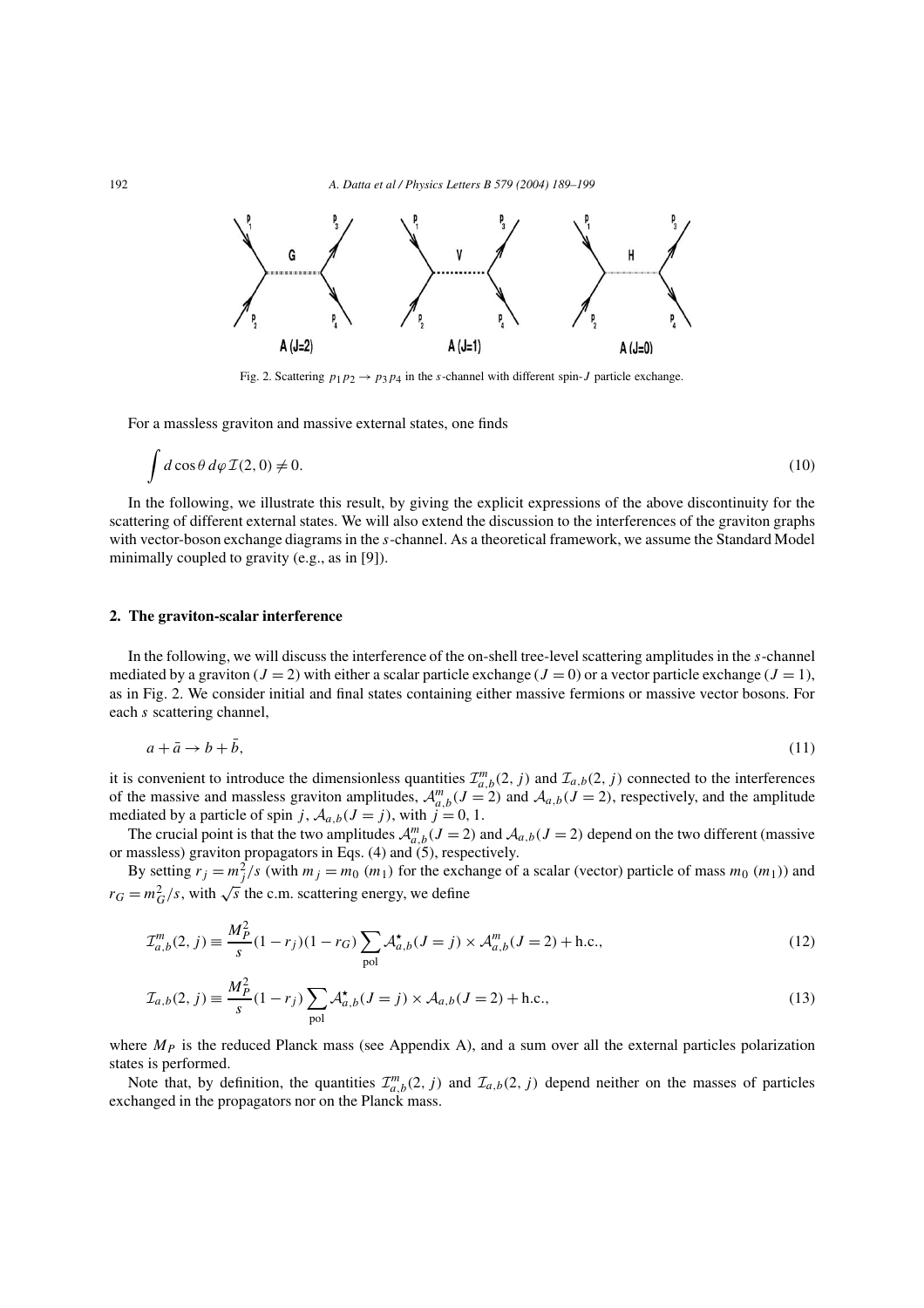Fig. 2. Scattering $p_1 p_2 \to p_3 p_4$ in the $s$-channel with different spin-$J$ particle exchange.

For a massless graviton and massive external states, one finds

$$\int d\cos\theta \, d\varphi \, \mathcal{I}(2,0) \neq 0. \tag{10}$$

In the following, we illustrate this result, by giving the explicit expressions of the above discontinuity for the scattering of different external states. We will also extend the discussion to the interferences of the graviton graphs with vector-boson exchange diagrams in the $s$-channel. As a theoretical framework, we assume the Standard Model minimally coupled to gravity (e.g., as in [9]).

## 2. The graviton-scalar interference

In the following, we will discuss the interference of the on-shell tree-level scattering amplitudes in the $s$-channel mediated by a graviton ($J = 2$) with either a scalar particle exchange ($J = 0$) or a vector particle exchange ($J = 1$), as in Fig. 2. We consider initial and final states containing either massive fermions or massive vector bosons. For each $s$ scattering channel,

$$a + \bar{a} \to b + \bar{b}, \tag{11}$$

it is convenient to introduce the dimensionless quantities $\mathcal{I}^m_{a,b}(2, j)$ and $\mathcal{I}_{a,b}(2, j)$ connected to the interferences of the massive and massless graviton amplitudes, $\mathcal{A}^m_{a,b}(J = 2)$ and $\mathcal{A}_{a,b}(J = 2)$, respectively, and the amplitude mediated by a particle of spin $j$, $\mathcal{A}_{a,b}(J = j)$, with $j = 0, 1$.

The crucial point is that the two amplitudes $\mathcal{A}^m_{a,b}(J = 2)$ and $\mathcal{A}_{a,b}(J = 2)$ depend on the two different (massive or massless) graviton propagators in Eqs. (4) and (5), respectively.

By setting $r_j = m_j^2/s$ (with $m_j = m_0$ ($m_1$) for the exchange of a scalar (vector) particle of mass $m_0$ ($m_1$)) and $r_G = m_G^2/s$, with $\sqrt{s}$ the c.m. scattering energy, we define

$$\mathcal{I}^m_{a,b}(2, j) \equiv \frac{M_P^2}{s}(1 - r_j)(1 - r_G) \sum_{\text{pol}} \mathcal{A}^\star_{a,b}(J = j) \times \mathcal{A}^m_{a,b}(J = 2) + \text{h.c.}, \tag{12}$$

$$\mathcal{I}_{a,b}(2, j) \equiv \frac{M_P^2}{s}(1 - r_j) \sum_{\text{pol}} \mathcal{A}^\star_{a,b}(J = j) \times \mathcal{A}_{a,b}(J = 2) + \text{h.c.}, \tag{13}$$

where $M_P$ is the reduced Planck mass (see Appendix A), and a sum over all the external particles polarization states is performed.

Note that, by definition, the quantities $\mathcal{I}^m_{a,b}(2, j)$ and $\mathcal{I}_{a,b}(2, j)$ depend neither on the masses of particles exchanged in the propagators nor on the Planck mass.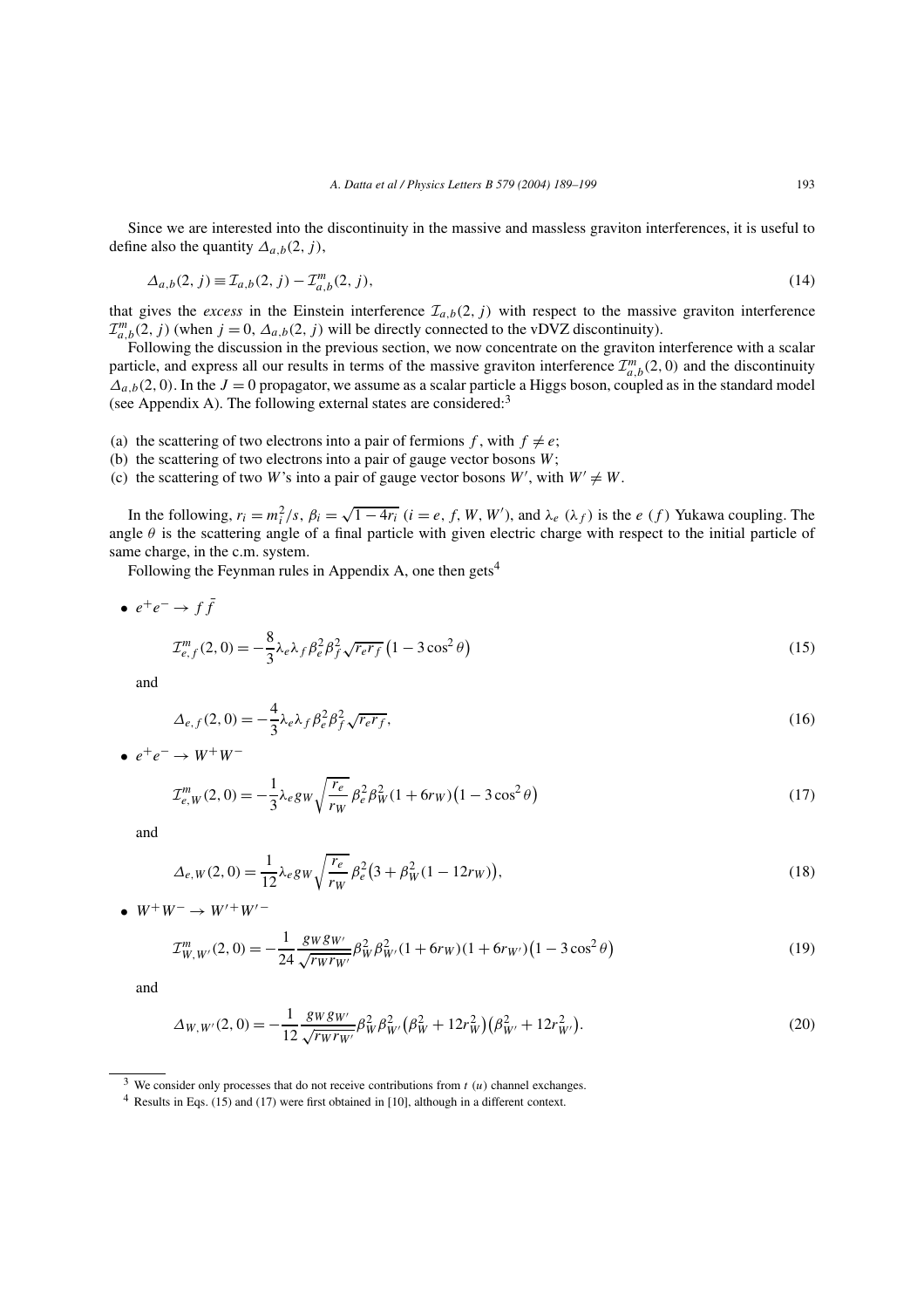Since we are interested into the discontinuity in the massive and massless graviton interferences, it is useful to define also the quantity $\Delta_{a,b}(2, j)$,

$$\Delta_{a,b}(2, j) \equiv \mathcal{I}_{a,b}(2, j) - \mathcal{I}^m_{a,b}(2, j), \tag{14}$$

that gives the *excess* in the Einstein interference $\mathcal{I}_{a,b}(2, j)$ with respect to the massive graviton interference $\mathcal{I}^m_{a,b}(2, j)$ (when $j = 0$, $\Delta_{a,b}(2, j)$ will be directly connected to the vDVZ discontinuity).

Following the discussion in the previous section, we now concentrate on the graviton interference with a scalar particle, and express all our results in terms of the massive graviton interference $\mathcal{I}^m_{a,b}(2, 0)$ and the discontinuity $\Delta_{a,b}(2, 0)$. In the $J = 0$ propagator, we assume as a scalar particle a Higgs boson, coupled as in the standard model (see Appendix A). The following external states are considered:[3]

(a) the scattering of two electrons into a pair of fermions $f$, with $f \neq e$;
(b) the scattering of two electrons into a pair of gauge vector bosons $W$;
(c) the scattering of two $W$'s into a pair of gauge vector bosons $W'$, with $W' \neq W$.

In the following, $r_i = m_i^2/s$, $\beta_i = \sqrt{1 - 4r_i}$ ($i = e, f, W, W'$), and $\lambda_e$ ($\lambda_f$) is the $e$ ($f$) Yukawa coupling. The angle $\theta$ is the scattering angle of a final particle with given electric charge with respect to the initial particle of same charge, in the c.m. system.

Following the Feynman rules in Appendix A, one then gets[4]

- $e^+e^- \to f\bar{f}$

$$\mathcal{I}^m_{e,f}(2, 0) = -\frac{8}{3}\lambda_e\lambda_f\beta_e^2\beta_f^2\sqrt{r_e r_f}\left(1 - 3\cos^2\theta\right) \tag{15}$$

and

$$\Delta_{e,f}(2, 0) = -\frac{4}{3}\lambda_e\lambda_f\beta_e^2\beta_f^2\sqrt{r_e r_f}, \tag{16}$$

- $e^+e^- \to W^+W^-$

$$\mathcal{I}^m_{e,W}(2, 0) = -\frac{1}{3}\lambda_e g_W\sqrt{\frac{r_e}{r_W}}\,\beta_e^2\beta_W^2(1 + 6r_W)\left(1 - 3\cos^2\theta\right) \tag{17}$$

and

$$\Delta_{e,W}(2, 0) = \frac{1}{12}\lambda_e g_W\sqrt{\frac{r_e}{r_W}}\,\beta_e^2\left(3 + \beta_W^2(1 - 12r_W)\right), \tag{18}$$

- $W^+W^- \to W'^+W'^-$

$$\mathcal{I}^m_{W,W'}(2, 0) = -\frac{1}{24}\frac{g_W g_{W'}}{\sqrt{r_W r_{W'}}}\beta_W^2\beta_{W'}^2(1 + 6r_W)(1 + 6r_{W'})\left(1 - 3\cos^2\theta\right) \tag{19}$$

and

$$\Delta_{W,W'}(2, 0) = -\frac{1}{12}\frac{g_W g_{W'}}{\sqrt{r_W r_{W'}}}\beta_W^2\beta_{W'}^2\left(\beta_W^2 + 12r_W^2\right)\left(\beta_{W'}^2 + 12r_{W'}^2\right). \tag{20}$$

---

[3] We consider only processes that do not receive contributions from $t$ ($u$) channel exchanges.

[4] Results in Eqs. (15) and (17) were first obtained in [10], although in a different context.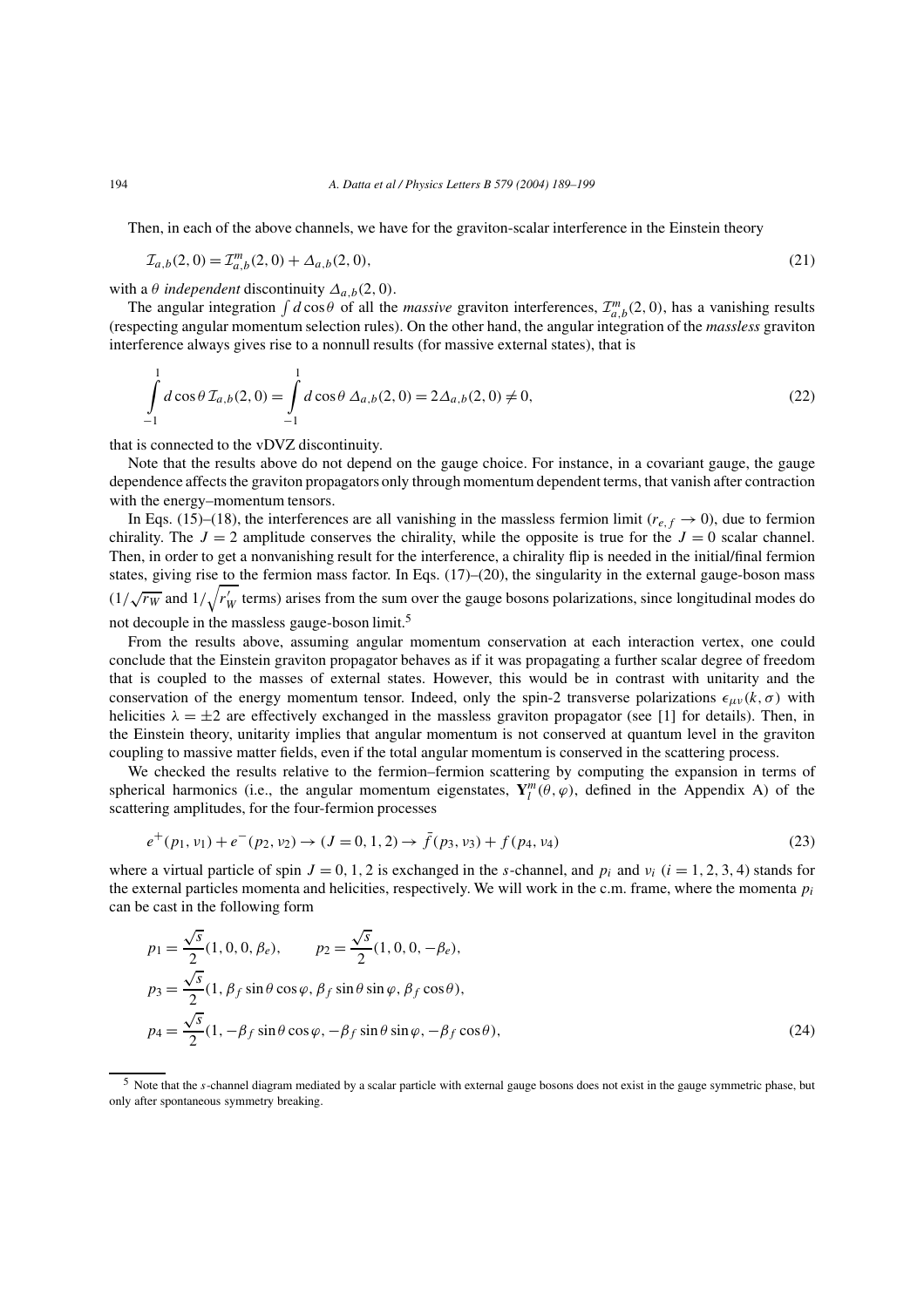Then, in each of the above channels, we have for the graviton-scalar interference in the Einstein theory

$$\mathcal{I}_{a,b}(2,0) = \mathcal{I}^{m}_{a,b}(2,0) + \Delta_{a,b}(2,0), \tag{21}$$

with a $\theta$ *independent* discontinuity $\Delta_{a,b}(2,0)$.

The angular integration $\int d\cos\theta$ of all the *massive* graviton interferences, $\mathcal{I}^{m}_{a,b}(2,0)$, has a vanishing results (respecting angular momentum selection rules). On the other hand, the angular integration of the *massless* graviton interference always gives rise to a nonnull results (for massive external states), that is

$$\int_{-1}^{1} d\cos\theta\, \mathcal{I}_{a,b}(2,0) = \int_{-1}^{1} d\cos\theta\, \Delta_{a,b}(2,0) = 2\Delta_{a,b}(2,0) \neq 0, \tag{22}$$

that is connected to the vDVZ discontinuity.

Note that the results above do not depend on the gauge choice. For instance, in a covariant gauge, the gauge dependence affects the graviton propagators only through momentum dependent terms, that vanish after contraction with the energy–momentum tensors.

In Eqs. (15)–(18), the interferences are all vanishing in the massless fermion limit ($r_{e,f} \to 0$), due to fermion chirality. The $J = 2$ amplitude conserves the chirality, while the opposite is true for the $J = 0$ scalar channel. Then, in order to get a nonvanishing result for the interference, a chirality flip is needed in the initial/final fermion states, giving rise to the fermion mass factor. In Eqs. (17)–(20), the singularity in the external gauge-boson mass ($1/\sqrt{r_W}$ and $1/\sqrt{r'_W}$ terms) arises from the sum over the gauge bosons polarizations, since longitudinal modes do not decouple in the massless gauge-boson limit.[5]

From the results above, assuming angular momentum conservation at each interaction vertex, one could conclude that the Einstein graviton propagator behaves as if it was propagating a further scalar degree of freedom that is coupled to the masses of external states. However, this would be in contrast with unitarity and the conservation of the energy momentum tensor. Indeed, only the spin-2 transverse polarizations $\epsilon_{\mu\nu}(k,\sigma)$ with helicities $\lambda = \pm 2$ are effectively exchanged in the massless graviton propagator (see [1] for details). Then, in the Einstein theory, unitarity implies that angular momentum is not conserved at quantum level in the graviton coupling to massive matter fields, even if the total angular momentum is conserved in the scattering process.

We checked the results relative to the fermion–fermion scattering by computing the expansion in terms of spherical harmonics (i.e., the angular momentum eigenstates, $\mathbf{Y}^{m}_{l}(\theta,\varphi)$, defined in the Appendix A) of the scattering amplitudes, for the four-fermion processes

$$e^{+}(p_1,\nu_1) + e^{-}(p_2,\nu_2) \to (J = 0,1,2) \to \bar{f}(p_3,\nu_3) + f(p_4,\nu_4) \tag{23}$$

where a virtual particle of spin $J = 0,1,2$ is exchanged in the $s$-channel, and $p_i$ and $\nu_i$ ($i = 1,2,3,4$) stands for the external particles momenta and helicities, respectively. We will work in the c.m. frame, where the momenta $p_i$ can be cast in the following form

$$\begin{aligned}
p_1 &= \frac{\sqrt{s}}{2}(1,0,0,\beta_e), \qquad p_2 = \frac{\sqrt{s}}{2}(1,0,0,-\beta_e),\\
p_3 &= \frac{\sqrt{s}}{2}(1,\beta_f\sin\theta\cos\varphi,\beta_f\sin\theta\sin\varphi,\beta_f\cos\theta),\\
p_4 &= \frac{\sqrt{s}}{2}(1,-\beta_f\sin\theta\cos\varphi,-\beta_f\sin\theta\sin\varphi,-\beta_f\cos\theta),
\end{aligned} \tag{24}$$

[5] Note that the $s$-channel diagram mediated by a scalar particle with external gauge bosons does not exist in the gauge symmetric phase, but only after spontaneous symmetry breaking.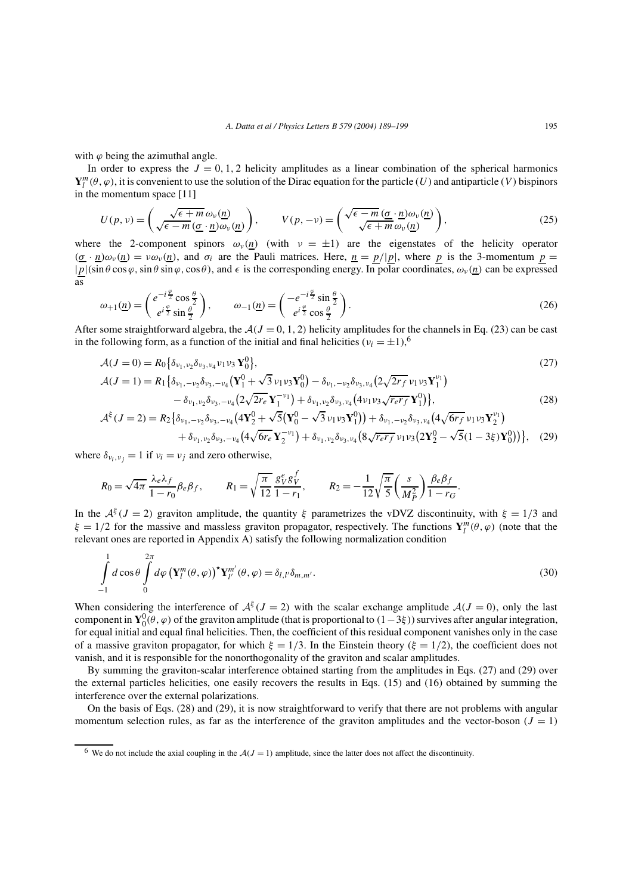with $\varphi$ being the azimuthal angle.

In order to express the $J = 0, 1, 2$ helicity amplitudes as a linear combination of the spherical harmonics $\mathbf{Y}_l^m(\theta, \varphi)$, it is convenient to use the solution of the Dirac equation for the particle ($U$) and antiparticle ($V$) bispinors in the momentum space [11]

$$U(p, \nu) = \begin{pmatrix} \sqrt{\epsilon + m}\, \omega_\nu(\underline{n}) \\ \sqrt{\epsilon - m}\, (\underline{\sigma} \cdot \underline{n}) \omega_\nu(\underline{n}) \end{pmatrix}, \qquad V(p, -\nu) = \begin{pmatrix} \sqrt{\epsilon - m}\, (\underline{\sigma} \cdot \underline{n}) \omega_\nu(\underline{n}) \\ \sqrt{\epsilon + m}\, \omega_\nu(\underline{n}) \end{pmatrix}, \tag{25}$$

where the 2-component spinors $\omega_\nu(\underline{n})$ (with $\nu = \pm 1$) are the eigenstates of the helicity operator $(\underline{\sigma} \cdot \underline{n}) \omega_\nu(\underline{n}) = \nu \omega_\nu(\underline{n})$, and $\sigma_i$ are the Pauli matrices. Here, $\underline{n} = \underline{p}/|\underline{p}|$, where $\underline{p}$ is the 3-momentum $\underline{p} = |\underline{p}|(\sin\theta \cos\varphi, \sin\theta \sin\varphi, \cos\theta)$, and $\epsilon$ is the corresponding energy. In polar coordinates, $\omega_\nu(\underline{n})$ can be expressed as

$$\omega_{+1}(\underline{n}) = \begin{pmatrix} e^{-i\frac{\varphi}{2}} \cos\frac{\theta}{2} \\ e^{i\frac{\varphi}{2}} \sin\frac{\theta}{2} \end{pmatrix}, \qquad \omega_{-1}(\underline{n}) = \begin{pmatrix} -e^{-i\frac{\varphi}{2}} \sin\frac{\theta}{2} \\ e^{i\frac{\varphi}{2}} \cos\frac{\theta}{2} \end{pmatrix}. \tag{26}$$

After some straightforward algebra, the $\mathcal{A}(J = 0, 1, 2)$ helicity amplitudes for the channels in Eq. (23) can be cast in the following form, as a function of the initial and final helicities ($\nu_i = \pm 1$),[6]

$$\mathcal{A}(J = 0) = R_0 \{ \delta_{\nu_1,\nu_2} \delta_{\nu_3,\nu_4} \nu_1 \nu_3 \mathbf{Y}_0^0 \}, \tag{27}$$

$$\begin{aligned} \mathcal{A}(J = 1) = R_1 \big\{ & \delta_{\nu_1,-\nu_2} \delta_{\nu_3,-\nu_4} \big( \mathbf{Y}_1^0 + \sqrt{3}\, \nu_1 \nu_3 \mathbf{Y}_0^0 \big) - \delta_{\nu_1,-\nu_2} \delta_{\nu_3,\nu_4} \big( 2\sqrt{2 r_f}\, \nu_1 \nu_3 \mathbf{Y}_1^{\nu_1} \big) \\ & - \delta_{\nu_1,\nu_2} \delta_{\nu_3,-\nu_4} \big( 2\sqrt{2 r_e}\, \mathbf{Y}_1^{-\nu_1} \big) + \delta_{\nu_1,\nu_2} \delta_{\nu_3,\nu_4} \big( 4 \nu_1 \nu_3 \sqrt{r_e r_f}\, \mathbf{Y}_1^0 \big) \big\}, \end{aligned} \tag{28}$$

$$\begin{aligned} \mathcal{A}^\xi(J = 2) = R_2 \big\{ & \delta_{\nu_1,-\nu_2} \delta_{\nu_3,-\nu_4} \big( 4\mathbf{Y}_2^0 + \sqrt{5} \big( \mathbf{Y}_0^0 - \sqrt{3}\, \nu_1 \nu_3 \mathbf{Y}_1^0 \big) \big) + \delta_{\nu_1,-\nu_2} \delta_{\nu_3,\nu_4} \big( 4\sqrt{6 r_f}\, \nu_1 \nu_3 \mathbf{Y}_2^{\nu_1} \big) \\ & + \delta_{\nu_1,\nu_2} \delta_{\nu_3,-\nu_4} \big( 4\sqrt{6 r_e}\, \mathbf{Y}_2^{-\nu_1} \big) + \delta_{\nu_1,\nu_2} \delta_{\nu_3,\nu_4} \big( 8\sqrt{r_e r_f}\, \nu_1 \nu_3 \big( 2\mathbf{Y}_2^0 - \sqrt{5}(1 - 3\xi) \mathbf{Y}_0^0 \big) \big) \big\}, \end{aligned} \tag{29}$$

where $\delta_{\nu_i,\nu_j} = 1$ if $\nu_i = \nu_j$ and zero otherwise,

$$R_0 = \sqrt{4\pi}\, \frac{\lambda_e \lambda_f}{1 - r_0} \beta_e \beta_f, \qquad R_1 = \sqrt{\frac{\pi}{12}}\, \frac{g_V^e g_V^f}{1 - r_1}, \qquad R_2 = -\frac{1}{12} \sqrt{\frac{\pi}{5}} \left( \frac{s}{M_P^2} \right) \frac{\beta_e \beta_f}{1 - r_G}.$$

In the $\mathcal{A}^\xi(J = 2)$ graviton amplitude, the quantity $\xi$ parametrizes the vDVZ discontinuity, with $\xi = 1/3$ and $\xi = 1/2$ for the massive and massless graviton propagator, respectively. The functions $\mathbf{Y}_l^m(\theta, \varphi)$ (note that the relevant ones are reported in Appendix A) satisfy the following normalization condition

$$\int_{-1}^{1} d\cos\theta \int_0^{2\pi} d\varphi\, \big( \mathbf{Y}_l^m(\theta, \varphi) \big)^\star \mathbf{Y}_{l'}^{m'}(\theta, \varphi) = \delta_{l,l'} \delta_{m,m'}. \tag{30}$$

When considering the interference of $\mathcal{A}^\xi(J = 2)$ with the scalar exchange amplitude $\mathcal{A}(J = 0)$, only the last component in $\mathbf{Y}_0^0(\theta, \varphi)$ of the graviton amplitude (that is proportional to $(1 - 3\xi)$) survives after angular integration, for equal initial and equal final helicities. Then, the coefficient of this residual component vanishes only in the case of a massive graviton propagator, for which $\xi = 1/3$. In the Einstein theory ($\xi = 1/2$), the coefficient does not vanish, and it is responsible for the nonorthogonality of the graviton and scalar amplitudes.

By summing the graviton-scalar interference obtained starting from the amplitudes in Eqs. (27) and (29) over the external particles helicities, one easily recovers the results in Eqs. (15) and (16) obtained by summing the interference over the external polarizations.

On the basis of Eqs. (28) and (29), it is now straightforward to verify that there are not problems with angular momentum selection rules, as far as the interference of the graviton amplitudes and the vector-boson ($J = 1$)

[6] We do not include the axial coupling in the $\mathcal{A}(J = 1)$ amplitude, since the latter does not affect the discontinuity.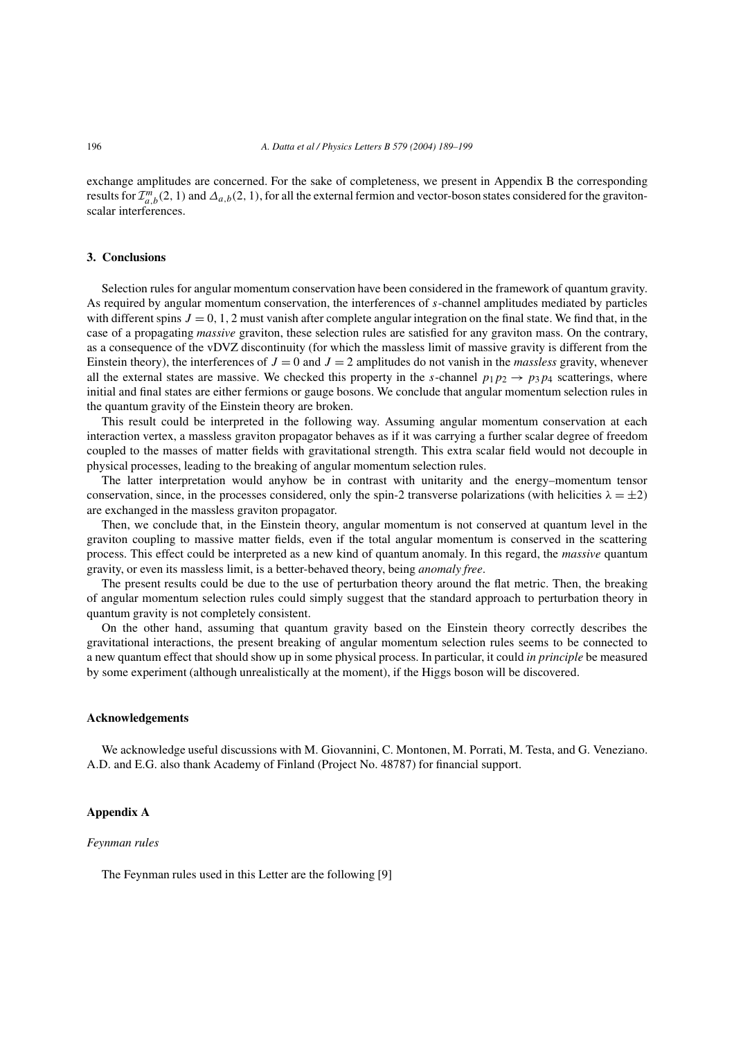exchange amplitudes are concerned. For the sake of completeness, we present in Appendix B the corresponding results for $\mathcal{I}^m_{a,b}(2,1)$ and $\Delta_{a,b}(2,1)$, for all the external fermion and vector-boson states considered for the graviton-scalar interferences.

## 3. Conclusions

Selection rules for angular momentum conservation have been considered in the framework of quantum gravity. As required by angular momentum conservation, the interferences of $s$-channel amplitudes mediated by particles with different spins $J = 0, 1, 2$ must vanish after complete angular integration on the final state. We find that, in the case of a propagating *massive* graviton, these selection rules are satisfied for any graviton mass. On the contrary, as a consequence of the vDVZ discontinuity (for which the massless limit of massive gravity is different from the Einstein theory), the interferences of $J = 0$ and $J = 2$ amplitudes do not vanish in the *massless* gravity, whenever all the external states are massive. We checked this property in the $s$-channel $p_1 p_2 \to p_3 p_4$ scatterings, where initial and final states are either fermions or gauge bosons. We conclude that angular momentum selection rules in the quantum gravity of the Einstein theory are broken.

This result could be interpreted in the following way. Assuming angular momentum conservation at each interaction vertex, a massless graviton propagator behaves as if it was carrying a further scalar degree of freedom coupled to the masses of matter fields with gravitational strength. This extra scalar field would not decouple in physical processes, leading to the breaking of angular momentum selection rules.

The latter interpretation would anyhow be in contrast with unitarity and the energy–momentum tensor conservation, since, in the processes considered, only the spin-2 transverse polarizations (with helicities $\lambda = \pm 2$) are exchanged in the massless graviton propagator.

Then, we conclude that, in the Einstein theory, angular momentum is not conserved at quantum level in the graviton coupling to massive matter fields, even if the total angular momentum is conserved in the scattering process. This effect could be interpreted as a new kind of quantum anomaly. In this regard, the *massive* quantum gravity, or even its massless limit, is a better-behaved theory, being *anomaly free*.

The present results could be due to the use of perturbation theory around the flat metric. Then, the breaking of angular momentum selection rules could simply suggest that the standard approach to perturbation theory in quantum gravity is not completely consistent.

On the other hand, assuming that quantum gravity based on the Einstein theory correctly describes the gravitational interactions, the present breaking of angular momentum selection rules seems to be connected to a new quantum effect that should show up in some physical process. In particular, it could *in principle* be measured by some experiment (although unrealistically at the moment), if the Higgs boson will be discovered.

## Acknowledgements

We acknowledge useful discussions with M. Giovannini, C. Montonen, M. Porrati, M. Testa, and G. Veneziano. A.D. and E.G. also thank Academy of Finland (Project No. 48787) for financial support.

## Appendix A

*Feynman rules*

The Feynman rules used in this Letter are the following [9]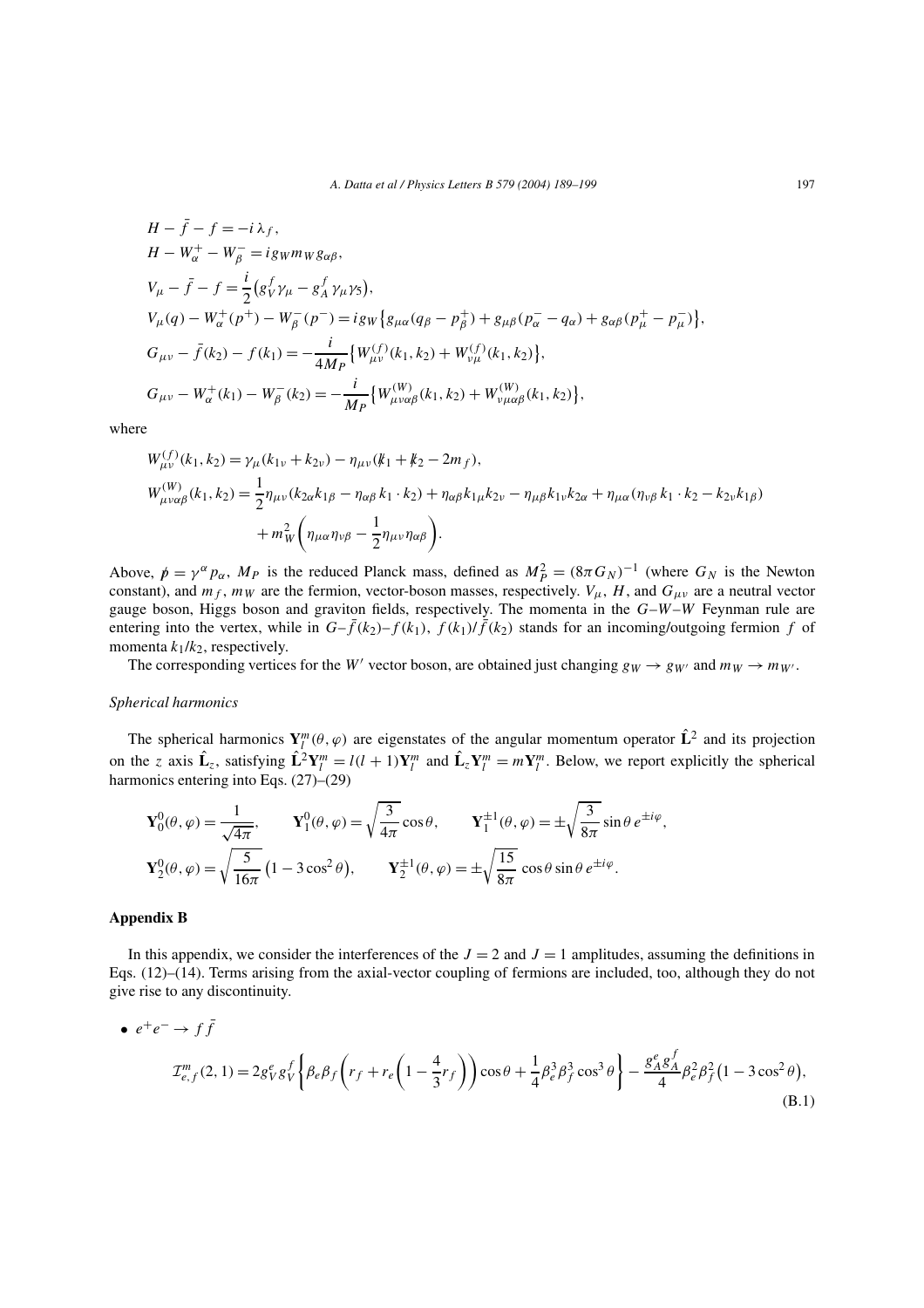$$H - \bar{f} - f = -i\lambda_f,$$

$$H - W_\alpha^+ - W_\beta^- = i g_W m_W g_{\alpha\beta},$$

$$V_\mu - \bar{f} - f = \frac{i}{2}\left(g_V^f \gamma_\mu - g_A^f \gamma_\mu \gamma_5\right),$$

$$V_\mu(q) - W_\alpha^+(p^+) - W_\beta^-(p^-) = i g_W \left\{ g_{\mu\alpha}(q_\beta - p_\beta^+) + g_{\mu\beta}(p_\alpha^- - q_\alpha) + g_{\alpha\beta}(p_\mu^+ - p_\mu^-) \right\},$$

$$G_{\mu\nu} - \bar{f}(k_2) - f(k_1) = -\frac{i}{4M_P}\left\{ W_{\mu\nu}^{(f)}(k_1, k_2) + W_{\nu\mu}^{(f)}(k_1, k_2) \right\},$$

$$G_{\mu\nu} - W_\alpha^+(k_1) - W_\beta^-(k_2) = -\frac{i}{M_P}\left\{ W_{\mu\nu\alpha\beta}^{(W)}(k_1, k_2) + W_{\nu\mu\alpha\beta}^{(W)}(k_1, k_2) \right\},$$

where

$$W_{\mu\nu}^{(f)}(k_1, k_2) = \gamma_\mu (k_{1\nu} + k_{2\nu}) - \eta_{\mu\nu}(\not{k}_1 + \not{k}_2 - 2m_f),$$

$$W_{\mu\nu\alpha\beta}^{(W)}(k_1, k_2) = \frac{1}{2}\eta_{\mu\nu}(k_{2\alpha}k_{1\beta} - \eta_{\alpha\beta}\, k_1 \cdot k_2) + \eta_{\alpha\beta} k_{1\mu} k_{2\nu} - \eta_{\mu\beta} k_{1\nu} k_{2\alpha} + \eta_{\mu\alpha}(\eta_{\nu\beta}\, k_1 \cdot k_2 - k_{2\nu} k_{1\beta}) + m_W^2 \left( \eta_{\mu\alpha}\eta_{\nu\beta} - \frac{1}{2}\eta_{\mu\nu}\eta_{\alpha\beta} \right).$$

Above, $\not{p} = \gamma^\alpha p_\alpha$, $M_P$ is the reduced Planck mass, defined as $M_P^2 = (8\pi G_N)^{-1}$ (where $G_N$ is the Newton constant), and $m_f$, $m_W$ are the fermion, vector-boson masses, respectively. $V_\mu$, $H$, and $G_{\mu\nu}$ are a neutral vector gauge boson, Higgs boson and graviton fields, respectively. The momenta in the $G$–$W$–$W$ Feynman rule are entering into the vertex, while in $G$–$\bar{f}(k_2)$–$f(k_1)$, $f(k_1)/\bar{f}(k_2)$ stands for an incoming/outgoing fermion $f$ of momenta $k_1/k_2$, respectively.

The corresponding vertices for the $W'$ vector boson, are obtained just changing $g_W \to g_{W'}$ and $m_W \to m_{W'}$.

*Spherical harmonics*

The spherical harmonics $\mathbf{Y}_l^m(\theta, \varphi)$ are eigenstates of the angular momentum operator $\hat{\mathbf{L}}^2$ and its projection on the $z$ axis $\hat{\mathbf{L}}_z$, satisfying $\hat{\mathbf{L}}^2 \mathbf{Y}_l^m = l(l+1)\mathbf{Y}_l^m$ and $\hat{\mathbf{L}}_z \mathbf{Y}_l^m = m\mathbf{Y}_l^m$. Below, we report explicitly the spherical harmonics entering into Eqs. (27)–(29)

$$\mathbf{Y}_0^0(\theta, \varphi) = \frac{1}{\sqrt{4\pi}}, \qquad \mathbf{Y}_1^0(\theta, \varphi) = \sqrt{\frac{3}{4\pi}}\cos\theta, \qquad \mathbf{Y}_1^{\pm 1}(\theta, \varphi) = \pm\sqrt{\frac{3}{8\pi}}\sin\theta\, e^{\pm i\varphi},$$

$$\mathbf{Y}_2^0(\theta, \varphi) = \sqrt{\frac{5}{16\pi}}\left(1 - 3\cos^2\theta\right), \qquad \mathbf{Y}_2^{\pm 1}(\theta, \varphi) = \pm\sqrt{\frac{15}{8\pi}}\cos\theta\sin\theta\, e^{\pm i\varphi}.$$

## Appendix B

In this appendix, we consider the interferences of the $J = 2$ and $J = 1$ amplitudes, assuming the definitions in Eqs. (12)–(14). Terms arising from the axial-vector coupling of fermions are included, too, although they do not give rise to any discontinuity.

- $e^+e^- \to f\bar{f}$

$$\mathcal{I}_{e,f}^m(2,1) = 2g_V^e g_V^f \left\{ \beta_e \beta_f \left( r_f + r_e \left( 1 - \frac{4}{3} r_f \right) \right) \cos\theta + \frac{1}{4}\beta_e^3 \beta_f^3 \cos^3\theta \right\} - \frac{g_A^e g_A^f}{4}\beta_e^2 \beta_f^2 \left(1 - 3\cos^2\theta\right), \tag{B.1}$$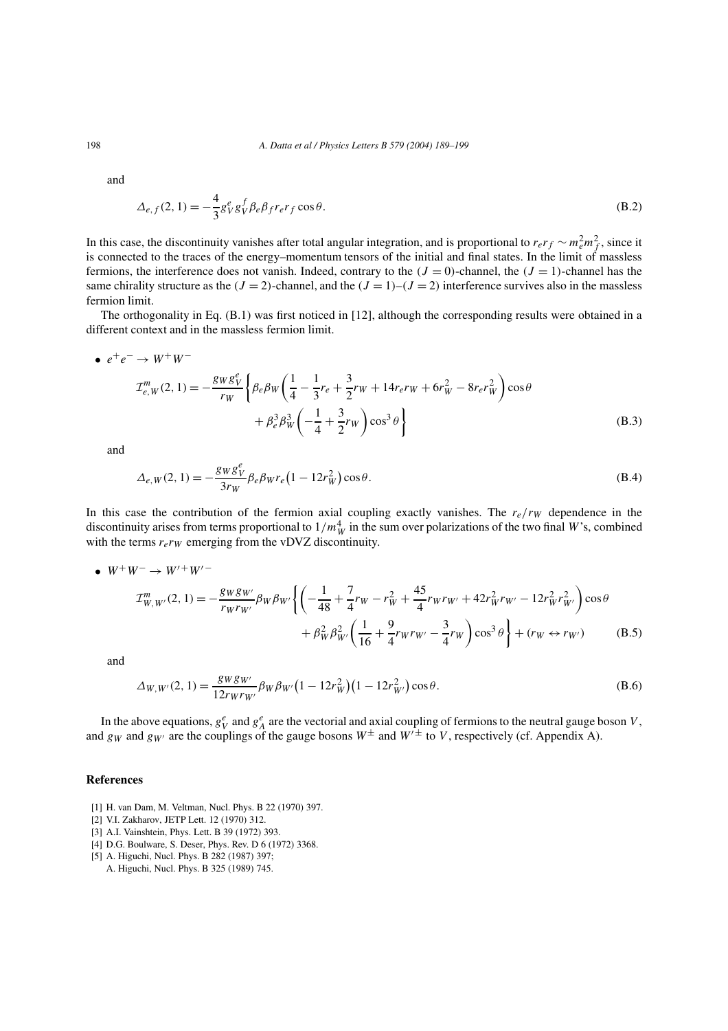and

$$\Delta_{e,f}(2,1) = -\frac{4}{3} g_V^e g_V^f \beta_e \beta_f r_e r_f \cos\theta. \tag{B.2}$$

In this case, the discontinuity vanishes after total angular integration, and is proportional to $r_e r_f \sim m_e^2 m_f^2$, since it is connected to the traces of the energy–momentum tensors of the initial and final states. In the limit of massless fermions, the interference does not vanish. Indeed, contrary to the $(J = 0)$-channel, the $(J = 1)$-channel has the same chirality structure as the $(J = 2)$-channel, and the $(J = 1)$–$(J = 2)$ interference survives also in the massless fermion limit.

The orthogonality in Eq. (B.1) was first noticed in [12], although the corresponding results were obtained in a different context and in the massless fermion limit.

- $e^+e^- \to W^+W^-$

$$\mathcal{I}^m_{e,W}(2,1) = -\frac{g_W g_V^e}{r_W} \left\{ \beta_e \beta_W \left( \frac{1}{4} - \frac{1}{3} r_e + \frac{3}{2} r_W + 14 r_e r_W + 6 r_W^2 - 8 r_e r_W^2 \right) \cos\theta + \beta_e^3 \beta_W^3 \left( -\frac{1}{4} + \frac{3}{2} r_W \right) \cos^3\theta \right\} \tag{B.3}$$

and

$$\Delta_{e,W}(2,1) = -\frac{g_W g_V^e}{3 r_W} \beta_e \beta_W r_e \left(1 - 12 r_W^2\right) \cos\theta. \tag{B.4}$$

In this case the contribution of the fermion axial coupling exactly vanishes. The $r_e/r_W$ dependence in the discontinuity arises from terms proportional to $1/m_W^4$ in the sum over polarizations of the two final $W$'s, combined with the terms $r_e r_W$ emerging from the vDVZ discontinuity.

- $W^+W^- \to W'^+W'^-$

$$\mathcal{I}^m_{W,W'}(2,1) = -\frac{g_W g_{W'}}{r_W r_{W'}} \beta_W \beta_{W'} \left\{ \left( -\frac{1}{48} + \frac{7}{4} r_W - r_W^2 + \frac{45}{4} r_W r_{W'} + 42 r_W^2 r_{W'} - 12 r_W^2 r_{W'}^2 \right) \cos\theta + \beta_W^2 \beta_{W'}^2 \left( \frac{1}{16} + \frac{9}{4} r_W r_{W'} - \frac{3}{4} r_W \right) \cos^3\theta \right\} + (r_W \leftrightarrow r_{W'}) \tag{B.5}$$

and

$$\Delta_{W,W'}(2,1) = \frac{g_W g_{W'}}{12 r_W r_{W'}} \beta_W \beta_{W'} \left(1 - 12 r_W^2\right)\left(1 - 12 r_{W'}^2\right) \cos\theta. \tag{B.6}$$

In the above equations, $g_V^e$ and $g_A^e$ are the vectorial and axial coupling of fermions to the neutral gauge boson $V$, and $g_W$ and $g_{W'}$ are the couplings of the gauge bosons $W^\pm$ and $W'^\pm$ to $V$, respectively (cf. Appendix A).

## References

[1] H. van Dam, M. Veltman, Nucl. Phys. B 22 (1970) 397.
[2] V.I. Zakharov, JETP Lett. 12 (1970) 312.
[3] A.I. Vainshtein, Phys. Lett. B 39 (1972) 393.
[4] D.G. Boulware, S. Deser, Phys. Rev. D 6 (1972) 3368.
[5] A. Higuchi, Nucl. Phys. B 282 (1987) 397;
A. Higuchi, Nucl. Phys. B 325 (1989) 745.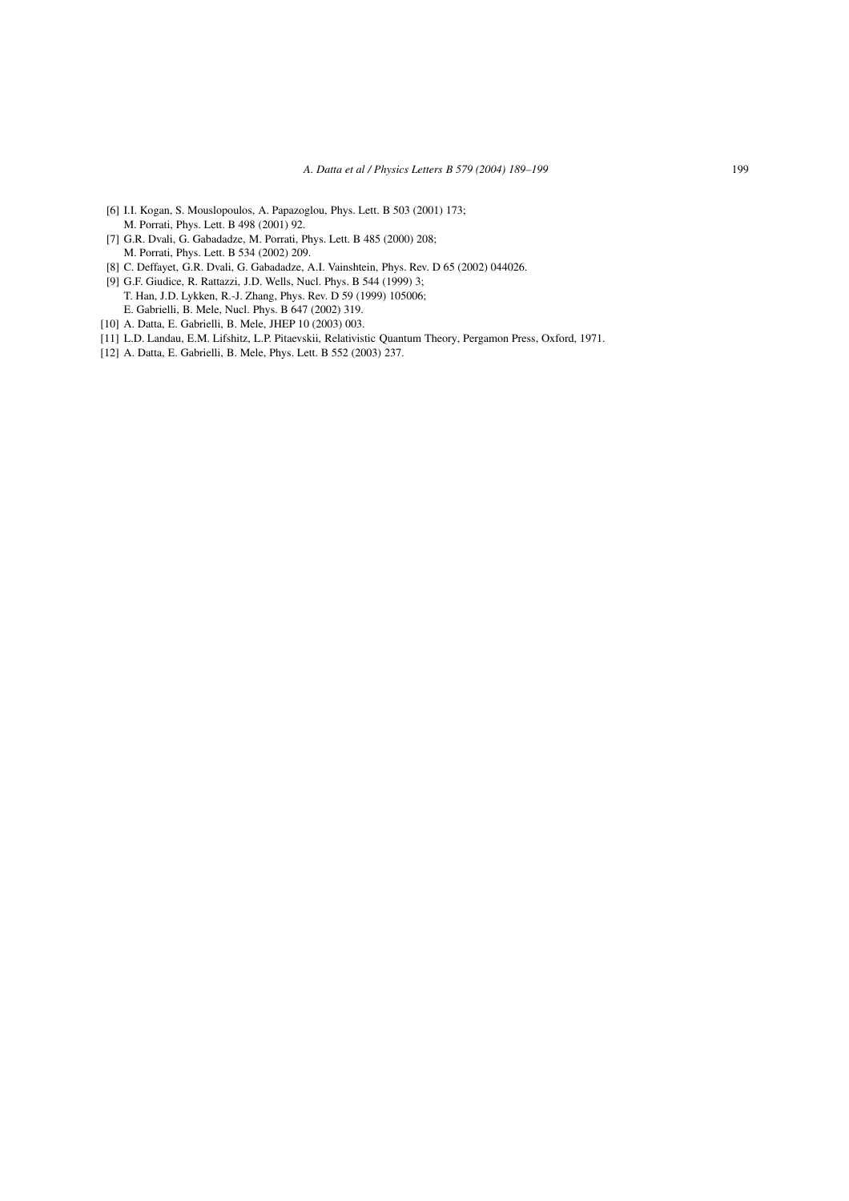[6] I.I. Kogan, S. Mouslopoulos, A. Papazoglou, Phys. Lett. B 503 (2001) 173;
M. Porrati, Phys. Lett. B 498 (2001) 92.

[7] G.R. Dvali, G. Gabadadze, M. Porrati, Phys. Lett. B 485 (2000) 208;
M. Porrati, Phys. Lett. B 534 (2002) 209.

[8] C. Deffayet, G.R. Dvali, G. Gabadadze, A.I. Vainshtein, Phys. Rev. D 65 (2002) 044026.

[9] G.F. Giudice, R. Rattazzi, J.D. Wells, Nucl. Phys. B 544 (1999) 3;
T. Han, J.D. Lykken, R.-J. Zhang, Phys. Rev. D 59 (1999) 105006;
E. Gabrielli, B. Mele, Nucl. Phys. B 647 (2002) 319.

[10] A. Datta, E. Gabrielli, B. Mele, JHEP 10 (2003) 003.

[11] L.D. Landau, E.M. Lifshitz, L.P. Pitaevskii, Relativistic Quantum Theory, Pergamon Press, Oxford, 1971.

[12] A. Datta, E. Gabrielli, B. Mele, Phys. Lett. B 552 (2003) 237.